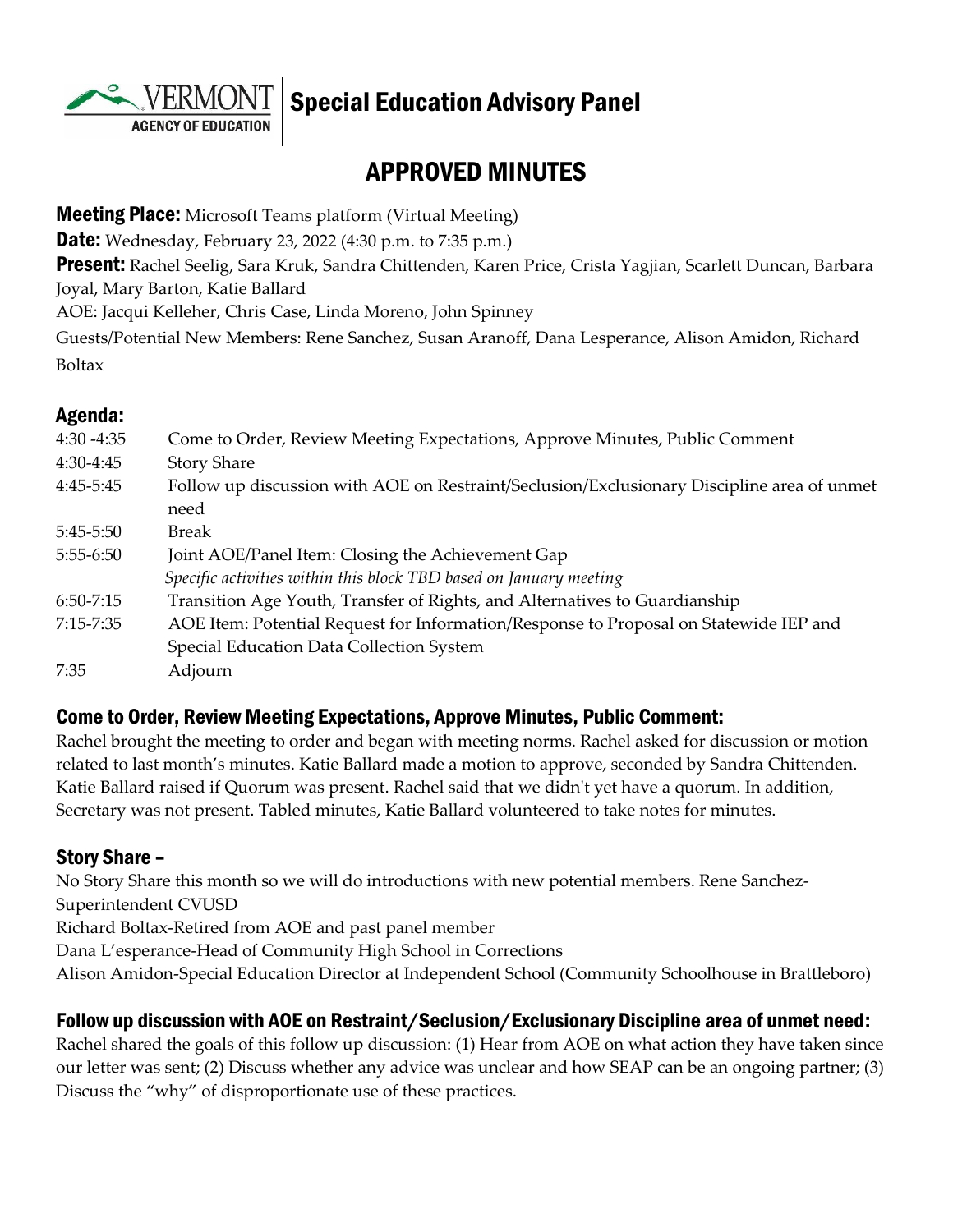# Special Education Advisory Panel

VERMONT AGENCY OF EDUCATION

## APPROVED MINUTES

**Meeting Place:** Microsoft Teams platform (Virtual Meeting)

**Date:** Wednesday, February 23, 2022 (4:30 p.m. to 7:35 p.m.)

**Present:** Rachel Seelig, Sara Kruk, Sandra Chittenden, Karen Price, Crista Yagjian, Scarlett Duncan, Barbara Joyal, Mary Barton, Katie Ballard

AOE: Jacqui Kelleher, Chris Case, Linda Moreno, John Spinney

Guests/Potential New Members: Rene Sanchez, Susan Aranoff, Dana Lesperance, Alison Amidon, Richard Boltax

## Agenda:

| | |
|---|---|
| 4:30 -4:35 | Come to Order, Review Meeting Expectations, Approve Minutes, Public Comment |
| 4:30-4:45 | Story Share |
| 4:45-5:45 | Follow up discussion with AOE on Restraint/Seclusion/Exclusionary Discipline area of unmet need |
| 5:45-5:50 | Break |
| 5:55-6:50 | Joint AOE/Panel Item: Closing the Achievement Gap<br>*Specific activities within this block TBD based on January meeting* |
| 6:50-7:15 | Transition Age Youth, Transfer of Rights, and Alternatives to Guardianship |
| 7:15-7:35 | AOE Item: Potential Request for Information/Response to Proposal on Statewide IEP and Special Education Data Collection System |
| 7:35 | Adjourn |

## Come to Order, Review Meeting Expectations, Approve Minutes, Public Comment:

Rachel brought the meeting to order and began with meeting norms. Rachel asked for discussion or motion related to last month's minutes. Katie Ballard made a motion to approve, seconded by Sandra Chittenden. Katie Ballard raised if Quorum was present. Rachel said that we didn't yet have a quorum. In addition, Secretary was not present. Tabled minutes, Katie Ballard volunteered to take notes for minutes.

## Story Share –

No Story Share this month so we will do introductions with new potential members. Rene Sanchez-Superintendent CVUSD

Richard Boltax-Retired from AOE and past panel member

Dana L'esperance-Head of Community High School in Corrections

Alison Amidon-Special Education Director at Independent School (Community Schoolhouse in Brattleboro)

## Follow up discussion with AOE on Restraint/Seclusion/Exclusionary Discipline area of unmet need:

Rachel shared the goals of this follow up discussion: (1) Hear from AOE on what action they have taken since our letter was sent; (2) Discuss whether any advice was unclear and how SEAP can be an ongoing partner; (3) Discuss the "why" of disproportionate use of these practices.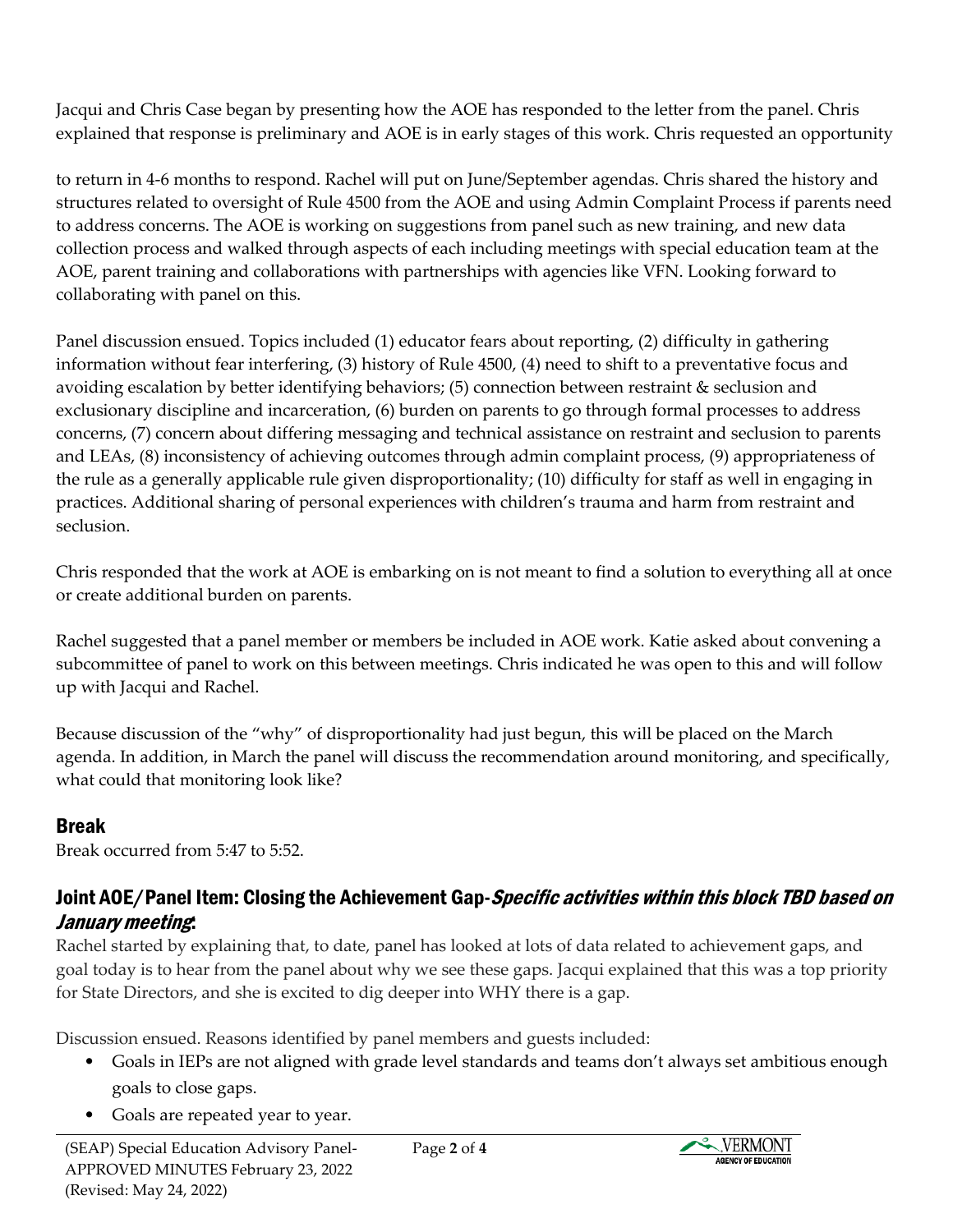Jacqui and Chris Case began by presenting how the AOE has responded to the letter from the panel. Chris explained that response is preliminary and AOE is in early stages of this work. Chris requested an opportunity

to return in 4-6 months to respond. Rachel will put on June/September agendas. Chris shared the history and structures related to oversight of Rule 4500 from the AOE and using Admin Complaint Process if parents need to address concerns. The AOE is working on suggestions from panel such as new training, and new data collection process and walked through aspects of each including meetings with special education team at the AOE, parent training and collaborations with partnerships with agencies like VFN. Looking forward to collaborating with panel on this.

Panel discussion ensued. Topics included (1) educator fears about reporting, (2) difficulty in gathering information without fear interfering, (3) history of Rule 4500, (4) need to shift to a preventative focus and avoiding escalation by better identifying behaviors; (5) connection between restraint & seclusion and exclusionary discipline and incarceration, (6) burden on parents to go through formal processes to address concerns, (7) concern about differing messaging and technical assistance on restraint and seclusion to parents and LEAs, (8) inconsistency of achieving outcomes through admin complaint process, (9) appropriateness of the rule as a generally applicable rule given disproportionality; (10) difficulty for staff as well in engaging in practices. Additional sharing of personal experiences with children's trauma and harm from restraint and seclusion.

Chris responded that the work at AOE is embarking on is not meant to find a solution to everything all at once or create additional burden on parents.

Rachel suggested that a panel member or members be included in AOE work. Katie asked about convening a subcommittee of panel to work on this between meetings. Chris indicated he was open to this and will follow up with Jacqui and Rachel.

Because discussion of the "why" of disproportionality had just begun, this will be placed on the March agenda. In addition, in March the panel will discuss the recommendation around monitoring, and specifically, what could that monitoring look like?

## Break

Break occurred from 5:47 to 5:52.

## Joint AOE/Panel Item: Closing the Achievement Gap-*Specific activities within this block TBD based on January meeting*:

Rachel started by explaining that, to date, panel has looked at lots of data related to achievement gaps, and goal today is to hear from the panel about why we see these gaps. Jacqui explained that this was a top priority for State Directors, and she is excited to dig deeper into WHY there is a gap.

Discussion ensued. Reasons identified by panel members and guests included:

- Goals in IEPs are not aligned with grade level standards and teams don't always set ambitious enough goals to close gaps.
- Goals are repeated year to year.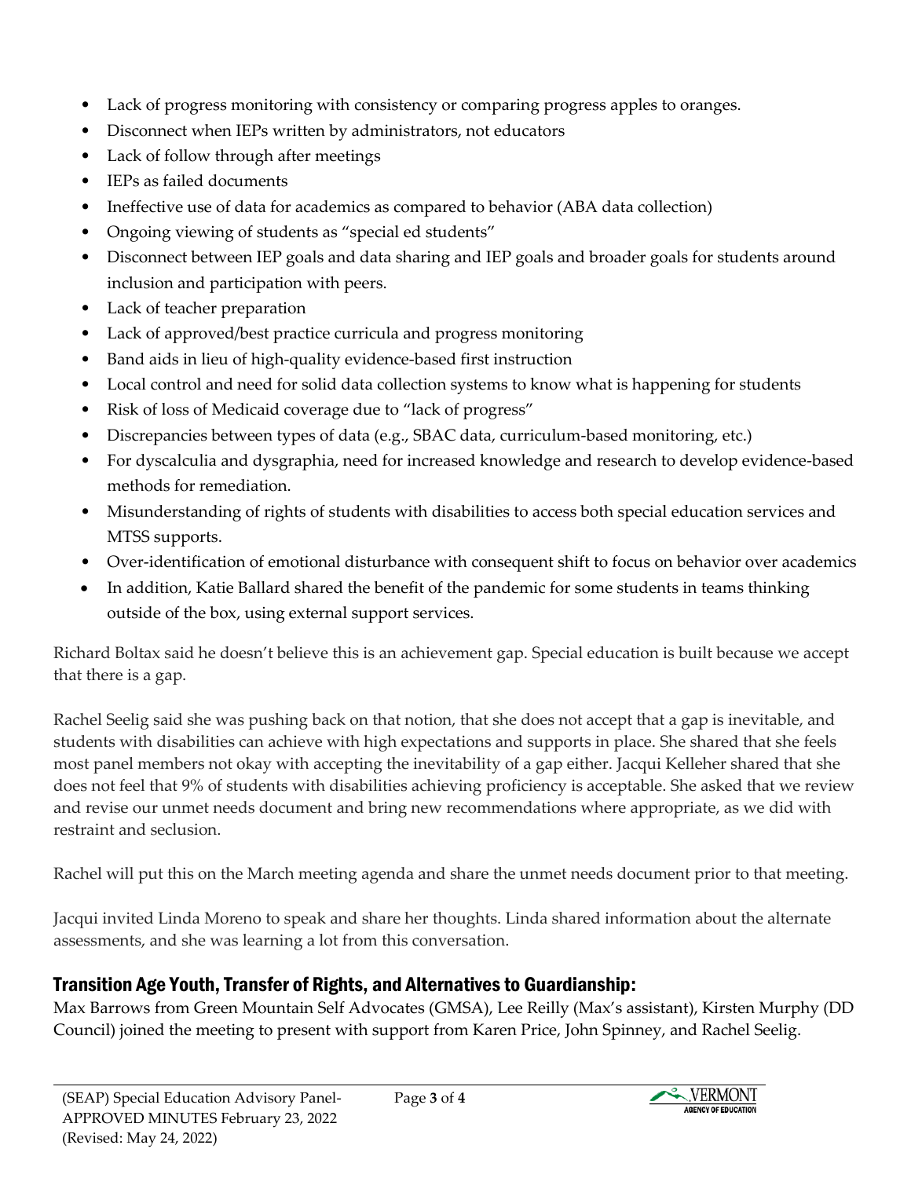- Lack of progress monitoring with consistency or comparing progress apples to oranges.
- Disconnect when IEPs written by administrators, not educators
- Lack of follow through after meetings
- IEPs as failed documents
- Ineffective use of data for academics as compared to behavior (ABA data collection)
- Ongoing viewing of students as "special ed students"
- Disconnect between IEP goals and data sharing and IEP goals and broader goals for students around inclusion and participation with peers.
- Lack of teacher preparation
- Lack of approved/best practice curricula and progress monitoring
- Band aids in lieu of high-quality evidence-based first instruction
- Local control and need for solid data collection systems to know what is happening for students
- Risk of loss of Medicaid coverage due to "lack of progress"
- Discrepancies between types of data (e.g., SBAC data, curriculum-based monitoring, etc.)
- For dyscalculia and dysgraphia, need for increased knowledge and research to develop evidence-based methods for remediation.
- Misunderstanding of rights of students with disabilities to access both special education services and MTSS supports.
- Over-identification of emotional disturbance with consequent shift to focus on behavior over academics
- In addition, Katie Ballard shared the benefit of the pandemic for some students in teams thinking outside of the box, using external support services.

Richard Boltax said he doesn't believe this is an achievement gap. Special education is built because we accept that there is a gap.

Rachel Seelig said she was pushing back on that notion, that she does not accept that a gap is inevitable, and students with disabilities can achieve with high expectations and supports in place. She shared that she feels most panel members not okay with accepting the inevitability of a gap either. Jacqui Kelleher shared that she does not feel that 9% of students with disabilities achieving proficiency is acceptable. She asked that we review and revise our unmet needs document and bring new recommendations where appropriate, as we did with restraint and seclusion.

Rachel will put this on the March meeting agenda and share the unmet needs document prior to that meeting.

Jacqui invited Linda Moreno to speak and share her thoughts. Linda shared information about the alternate assessments, and she was learning a lot from this conversation.

## Transition Age Youth, Transfer of Rights, and Alternatives to Guardianship:

Max Barrows from Green Mountain Self Advocates (GMSA), Lee Reilly (Max's assistant), Kirsten Murphy (DD Council) joined the meeting to present with support from Karen Price, John Spinney, and Rachel Seelig.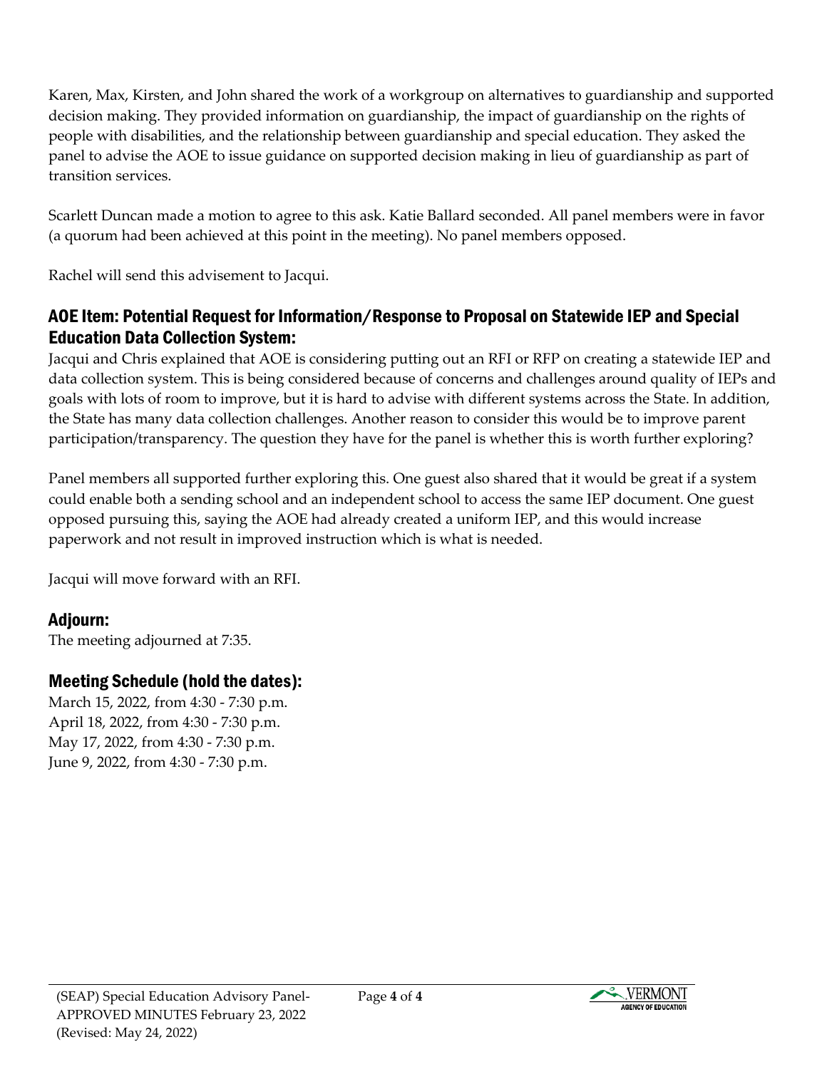Karen, Max, Kirsten, and John shared the work of a workgroup on alternatives to guardianship and supported decision making. They provided information on guardianship, the impact of guardianship on the rights of people with disabilities, and the relationship between guardianship and special education. They asked the panel to advise the AOE to issue guidance on supported decision making in lieu of guardianship as part of transition services.

Scarlett Duncan made a motion to agree to this ask. Katie Ballard seconded. All panel members were in favor (a quorum had been achieved at this point in the meeting). No panel members opposed.

Rachel will send this advisement to Jacqui.

## AOE Item: Potential Request for Information/Response to Proposal on Statewide IEP and Special Education Data Collection System:

Jacqui and Chris explained that AOE is considering putting out an RFI or RFP on creating a statewide IEP and data collection system. This is being considered because of concerns and challenges around quality of IEPs and goals with lots of room to improve, but it is hard to advise with different systems across the State. In addition, the State has many data collection challenges. Another reason to consider this would be to improve parent participation/transparency. The question they have for the panel is whether this is worth further exploring?

Panel members all supported further exploring this. One guest also shared that it would be great if a system could enable both a sending school and an independent school to access the same IEP document. One guest opposed pursuing this, saying the AOE had already created a uniform IEP, and this would increase paperwork and not result in improved instruction which is what is needed.

Jacqui will move forward with an RFI.

## Adjourn:

The meeting adjourned at 7:35.

## Meeting Schedule (hold the dates):

March 15, 2022, from 4:30 - 7:30 p.m.
April 18, 2022, from 4:30 - 7:30 p.m.
May 17, 2022, from 4:30 - 7:30 p.m.
June 9, 2022, from 4:30 - 7:30 p.m.